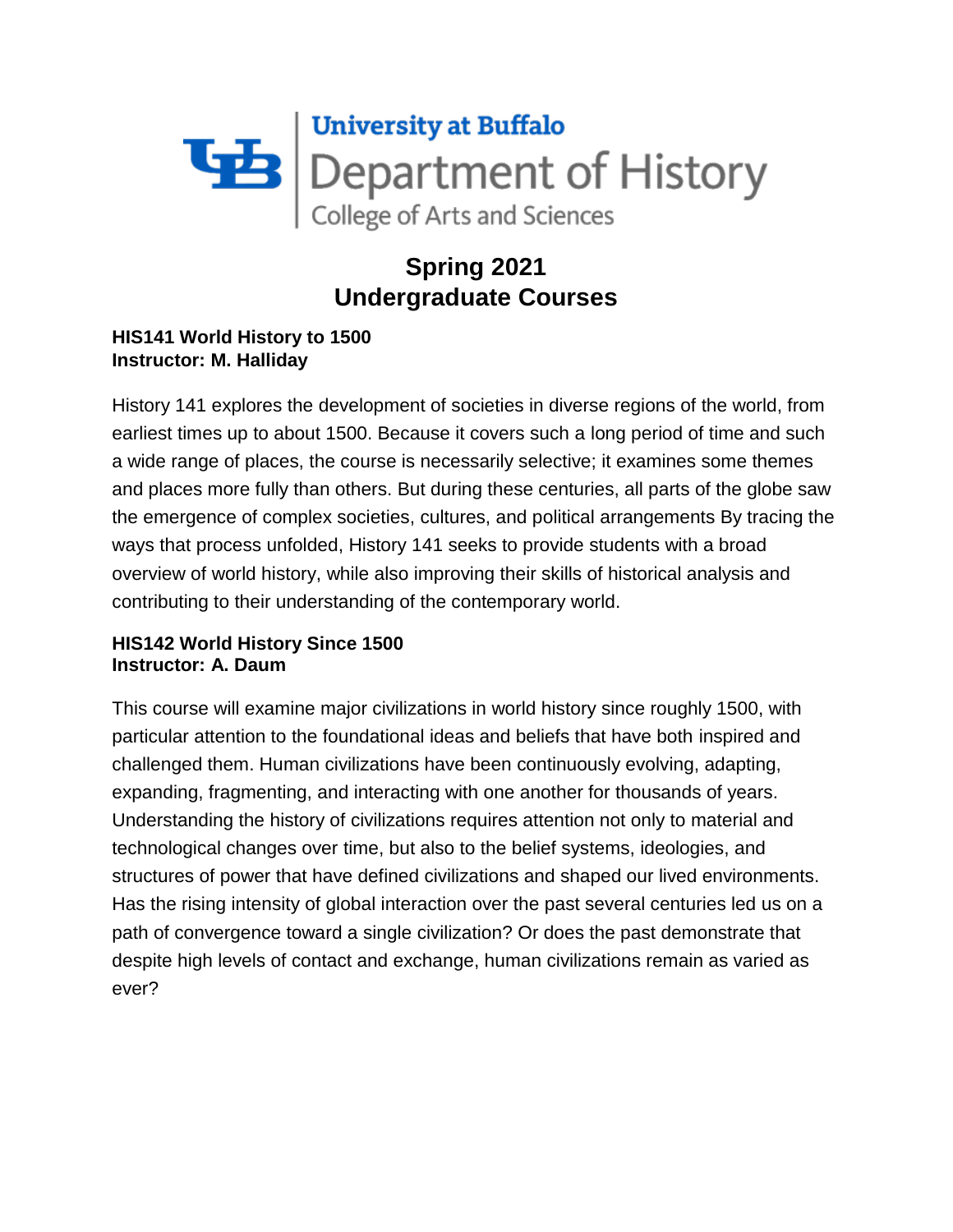University at Buffalo
Department of History
College of Arts and Sciences

# Spring 2021
# Undergraduate Courses

**HIS141 World History to 1500**
**Instructor: M. Halliday**

History 141 explores the development of societies in diverse regions of the world, from earliest times up to about 1500. Because it covers such a long period of time and such a wide range of places, the course is necessarily selective; it examines some themes and places more fully than others. But during these centuries, all parts of the globe saw the emergence of complex societies, cultures, and political arrangements By tracing the ways that process unfolded, History 141 seeks to provide students with a broad overview of world history, while also improving their skills of historical analysis and contributing to their understanding of the contemporary world.

**HIS142 World History Since 1500**
**Instructor: A. Daum**

This course will examine major civilizations in world history since roughly 1500, with particular attention to the foundational ideas and beliefs that have both inspired and challenged them. Human civilizations have been continuously evolving, adapting, expanding, fragmenting, and interacting with one another for thousands of years. Understanding the history of civilizations requires attention not only to material and technological changes over time, but also to the belief systems, ideologies, and structures of power that have defined civilizations and shaped our lived environments. Has the rising intensity of global interaction over the past several centuries led us on a path of convergence toward a single civilization? Or does the past demonstrate that despite high levels of contact and exchange, human civilizations remain as varied as ever?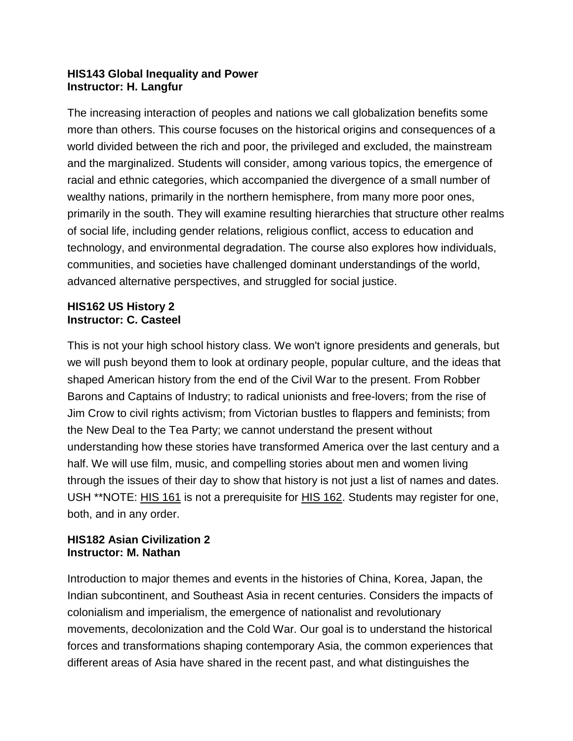**HIS143 Global Inequality and Power**
**Instructor: H. Langfur**

The increasing interaction of peoples and nations we call globalization benefits some more than others. This course focuses on the historical origins and consequences of a world divided between the rich and poor, the privileged and excluded, the mainstream and the marginalized. Students will consider, among various topics, the emergence of racial and ethnic categories, which accompanied the divergence of a small number of wealthy nations, primarily in the northern hemisphere, from many more poor ones, primarily in the south. They will examine resulting hierarchies that structure other realms of social life, including gender relations, religious conflict, access to education and technology, and environmental degradation. The course also explores how individuals, communities, and societies have challenged dominant understandings of the world, advanced alternative perspectives, and struggled for social justice.

**HIS162 US History 2**
**Instructor: C. Casteel**

This is not your high school history class. We won't ignore presidents and generals, but we will push beyond them to look at ordinary people, popular culture, and the ideas that shaped American history from the end of the Civil War to the present. From Robber Barons and Captains of Industry; to radical unionists and free-lovers; from the rise of Jim Crow to civil rights activism; from Victorian bustles to flappers and feminists; from the New Deal to the Tea Party; we cannot understand the present without understanding how these stories have transformed America over the last century and a half. We will use film, music, and compelling stories about men and women living through the issues of their day to show that history is not just a list of names and dates. USH **NOTE: HIS 161 is not a prerequisite for HIS 162. Students may register for one, both, and in any order.

**HIS182 Asian Civilization 2**
**Instructor: M. Nathan**

Introduction to major themes and events in the histories of China, Korea, Japan, the Indian subcontinent, and Southeast Asia in recent centuries. Considers the impacts of colonialism and imperialism, the emergence of nationalist and revolutionary movements, decolonization and the Cold War. Our goal is to understand the historical forces and transformations shaping contemporary Asia, the common experiences that different areas of Asia have shared in the recent past, and what distinguishes the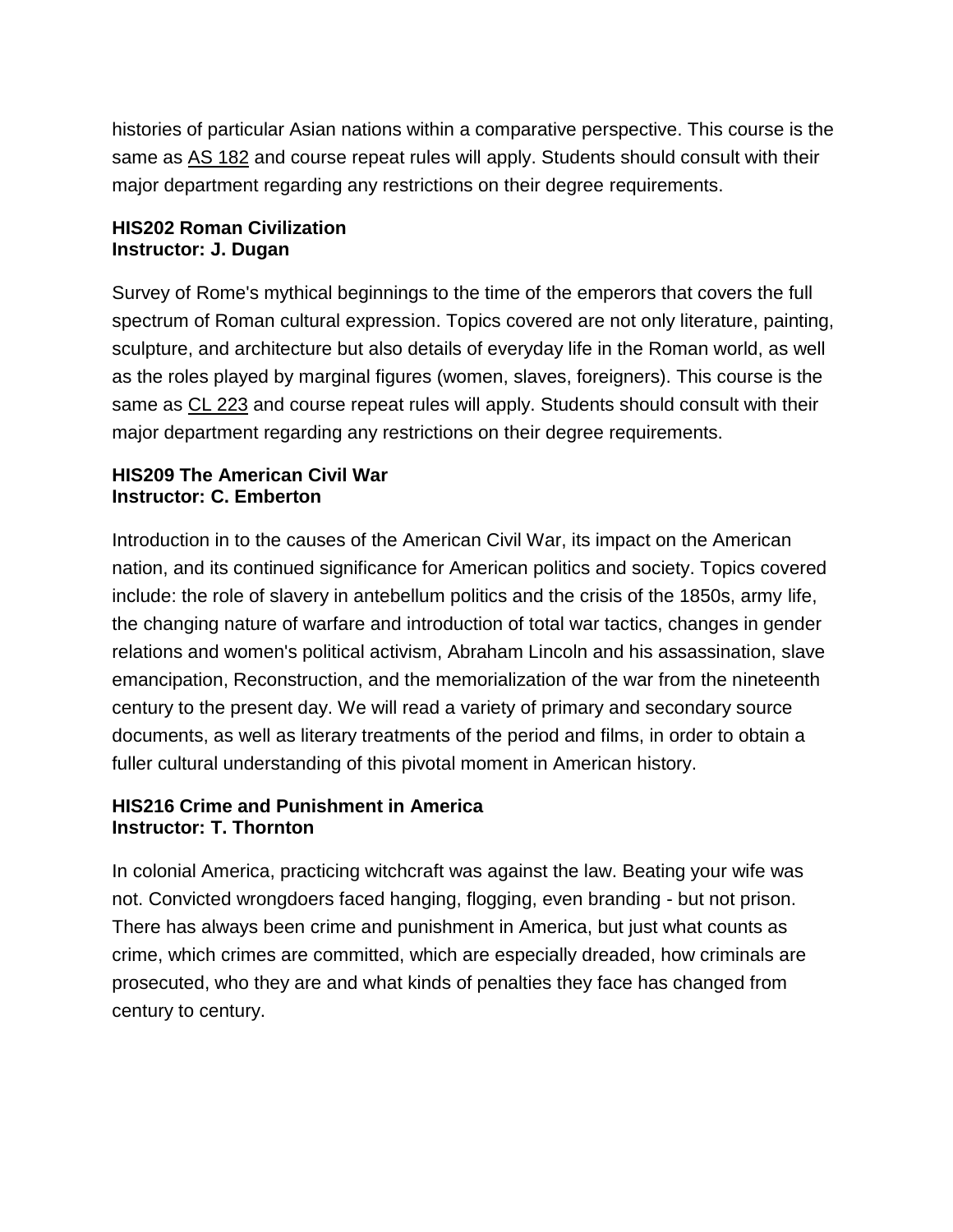histories of particular Asian nations within a comparative perspective. This course is the same as AS 182 and course repeat rules will apply. Students should consult with their major department regarding any restrictions on their degree requirements.

**HIS202 Roman Civilization**
**Instructor: J. Dugan**

Survey of Rome's mythical beginnings to the time of the emperors that covers the full spectrum of Roman cultural expression. Topics covered are not only literature, painting, sculpture, and architecture but also details of everyday life in the Roman world, as well as the roles played by marginal figures (women, slaves, foreigners). This course is the same as CL 223 and course repeat rules will apply. Students should consult with their major department regarding any restrictions on their degree requirements.

**HIS209 The American Civil War**
**Instructor: C. Emberton**

Introduction in to the causes of the American Civil War, its impact on the American nation, and its continued significance for American politics and society. Topics covered include: the role of slavery in antebellum politics and the crisis of the 1850s, army life, the changing nature of warfare and introduction of total war tactics, changes in gender relations and women's political activism, Abraham Lincoln and his assassination, slave emancipation, Reconstruction, and the memorialization of the war from the nineteenth century to the present day. We will read a variety of primary and secondary source documents, as well as literary treatments of the period and films, in order to obtain a fuller cultural understanding of this pivotal moment in American history.

**HIS216 Crime and Punishment in America**
**Instructor: T. Thornton**

In colonial America, practicing witchcraft was against the law. Beating your wife was not. Convicted wrongdoers faced hanging, flogging, even branding - but not prison. There has always been crime and punishment in America, but just what counts as crime, which crimes are committed, which are especially dreaded, how criminals are prosecuted, who they are and what kinds of penalties they face has changed from century to century.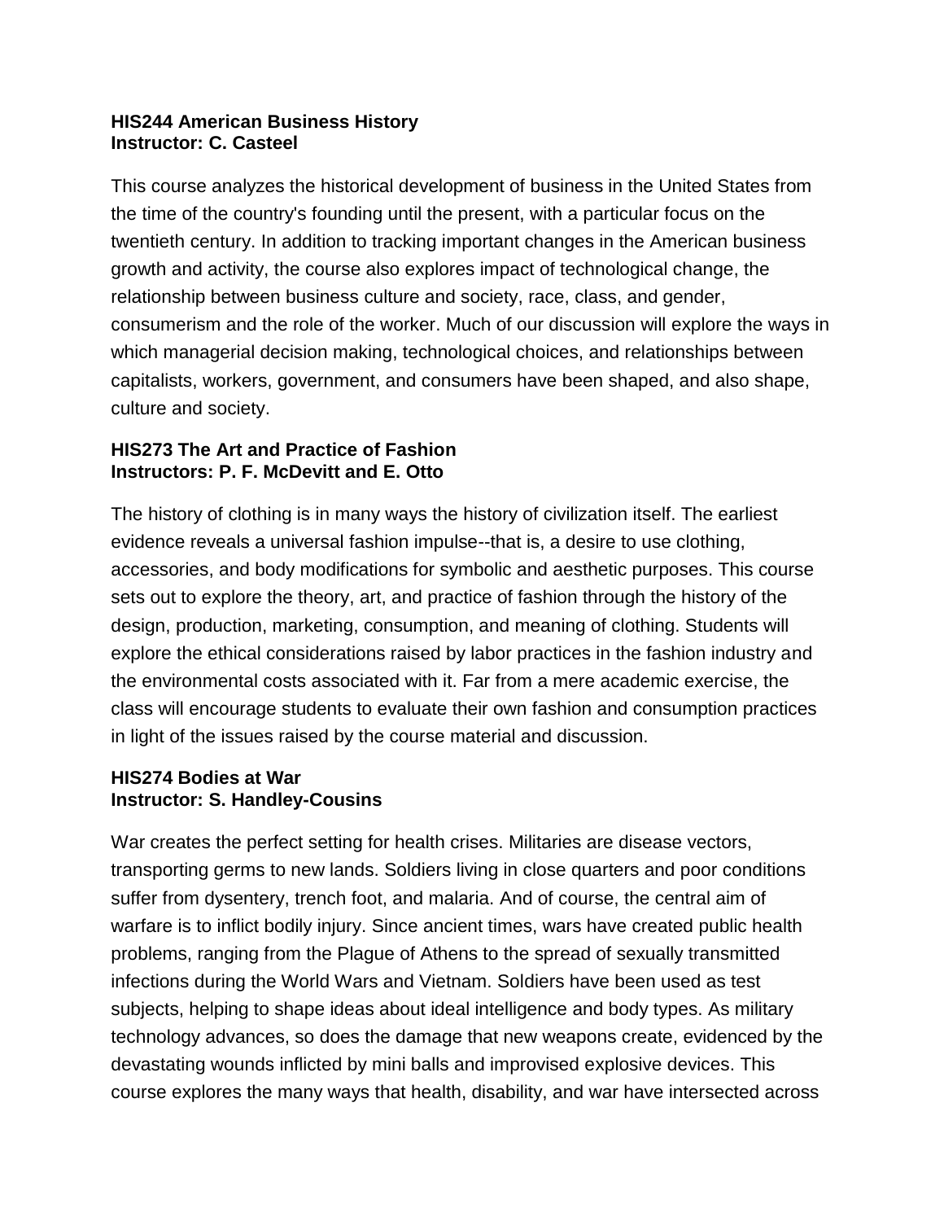**HIS244 American Business History**
**Instructor: C. Casteel**

This course analyzes the historical development of business in the United States from the time of the country's founding until the present, with a particular focus on the twentieth century. In addition to tracking important changes in the American business growth and activity, the course also explores impact of technological change, the relationship between business culture and society, race, class, and gender, consumerism and the role of the worker. Much of our discussion will explore the ways in which managerial decision making, technological choices, and relationships between capitalists, workers, government, and consumers have been shaped, and also shape, culture and society.

**HIS273 The Art and Practice of Fashion**
**Instructors: P. F. McDevitt and E. Otto**

The history of clothing is in many ways the history of civilization itself. The earliest evidence reveals a universal fashion impulse--that is, a desire to use clothing, accessories, and body modifications for symbolic and aesthetic purposes. This course sets out to explore the theory, art, and practice of fashion through the history of the design, production, marketing, consumption, and meaning of clothing. Students will explore the ethical considerations raised by labor practices in the fashion industry and the environmental costs associated with it. Far from a mere academic exercise, the class will encourage students to evaluate their own fashion and consumption practices in light of the issues raised by the course material and discussion.

**HIS274 Bodies at War**
**Instructor: S. Handley-Cousins**

War creates the perfect setting for health crises. Militaries are disease vectors, transporting germs to new lands. Soldiers living in close quarters and poor conditions suffer from dysentery, trench foot, and malaria. And of course, the central aim of warfare is to inflict bodily injury. Since ancient times, wars have created public health problems, ranging from the Plague of Athens to the spread of sexually transmitted infections during the World Wars and Vietnam. Soldiers have been used as test subjects, helping to shape ideas about ideal intelligence and body types. As military technology advances, so does the damage that new weapons create, evidenced by the devastating wounds inflicted by mini balls and improvised explosive devices. This course explores the many ways that health, disability, and war have intersected across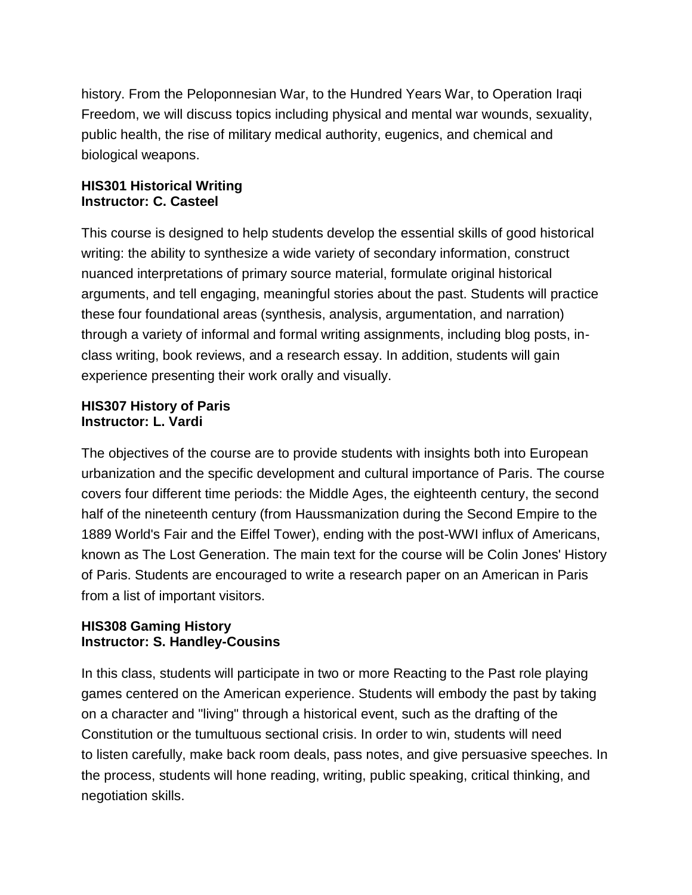history. From the Peloponnesian War, to the Hundred Years War, to Operation Iraqi Freedom, we will discuss topics including physical and mental war wounds, sexuality, public health, the rise of military medical authority, eugenics, and chemical and biological weapons.

**HIS301 Historical Writing**
**Instructor: C. Casteel**

This course is designed to help students develop the essential skills of good historical writing: the ability to synthesize a wide variety of secondary information, construct nuanced interpretations of primary source material, formulate original historical arguments, and tell engaging, meaningful stories about the past. Students will practice these four foundational areas (synthesis, analysis, argumentation, and narration) through a variety of informal and formal writing assignments, including blog posts, in-class writing, book reviews, and a research essay. In addition, students will gain experience presenting their work orally and visually.

**HIS307 History of Paris**
**Instructor: L. Vardi**

The objectives of the course are to provide students with insights both into European urbanization and the specific development and cultural importance of Paris. The course covers four different time periods: the Middle Ages, the eighteenth century, the second half of the nineteenth century (from Haussmanization during the Second Empire to the 1889 World's Fair and the Eiffel Tower), ending with the post-WWI influx of Americans, known as The Lost Generation. The main text for the course will be Colin Jones' History of Paris. Students are encouraged to write a research paper on an American in Paris from a list of important visitors.

**HIS308 Gaming History**
**Instructor: S. Handley-Cousins**

In this class, students will participate in two or more Reacting to the Past role playing games centered on the American experience. Students will embody the past by taking on a character and "living" through a historical event, such as the drafting of the Constitution or the tumultuous sectional crisis. In order to win, students will need to listen carefully, make back room deals, pass notes, and give persuasive speeches. In the process, students will hone reading, writing, public speaking, critical thinking, and negotiation skills.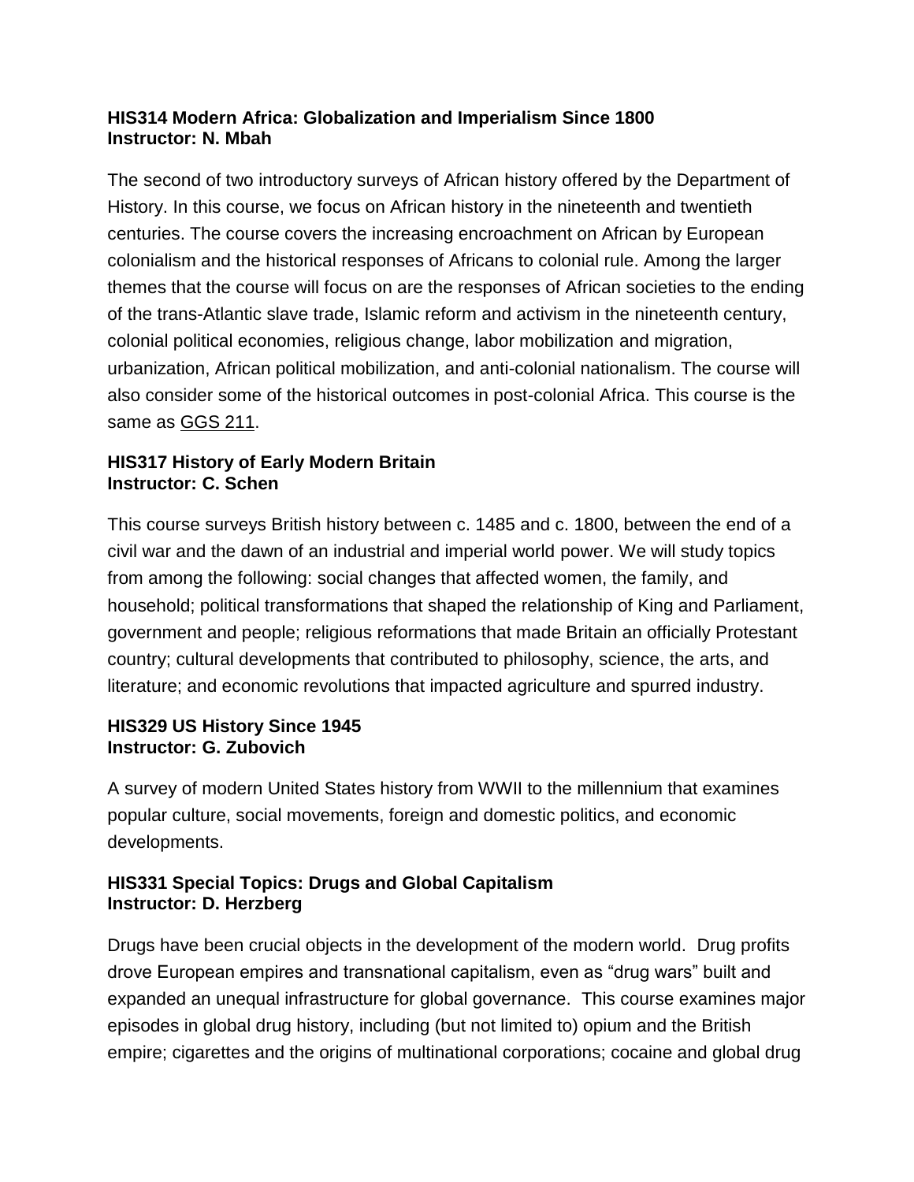**HIS314 Modern Africa: Globalization and Imperialism Since 1800**
**Instructor: N. Mbah**

The second of two introductory surveys of African history offered by the Department of History. In this course, we focus on African history in the nineteenth and twentieth centuries. The course covers the increasing encroachment on African by European colonialism and the historical responses of Africans to colonial rule. Among the larger themes that the course will focus on are the responses of African societies to the ending of the trans-Atlantic slave trade, Islamic reform and activism in the nineteenth century, colonial political economies, religious change, labor mobilization and migration, urbanization, African political mobilization, and anti-colonial nationalism. The course will also consider some of the historical outcomes in post-colonial Africa. This course is the same as GGS 211.

**HIS317 History of Early Modern Britain**
**Instructor: C. Schen**

This course surveys British history between c. 1485 and c. 1800, between the end of a civil war and the dawn of an industrial and imperial world power. We will study topics from among the following: social changes that affected women, the family, and household; political transformations that shaped the relationship of King and Parliament, government and people; religious reformations that made Britain an officially Protestant country; cultural developments that contributed to philosophy, science, the arts, and literature; and economic revolutions that impacted agriculture and spurred industry.

**HIS329 US History Since 1945**
**Instructor: G. Zubovich**

A survey of modern United States history from WWII to the millennium that examines popular culture, social movements, foreign and domestic politics, and economic developments.

**HIS331 Special Topics: Drugs and Global Capitalism**
**Instructor: D. Herzberg**

Drugs have been crucial objects in the development of the modern world. Drug profits drove European empires and transnational capitalism, even as "drug wars" built and expanded an unequal infrastructure for global governance. This course examines major episodes in global drug history, including (but not limited to) opium and the British empire; cigarettes and the origins of multinational corporations; cocaine and global drug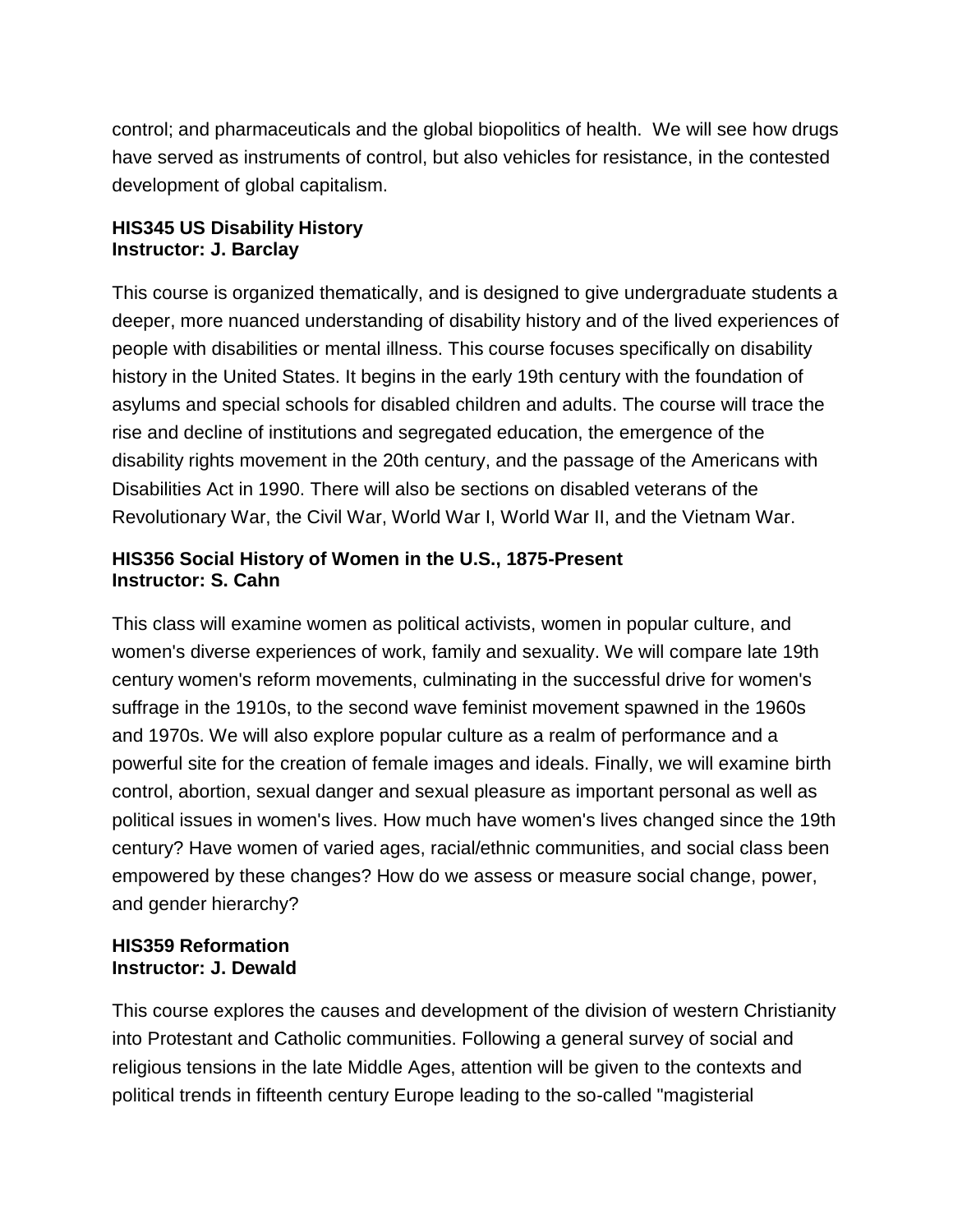control; and pharmaceuticals and the global biopolitics of health. We will see how drugs have served as instruments of control, but also vehicles for resistance, in the contested development of global capitalism.

**HIS345 US Disability History**
**Instructor: J. Barclay**

This course is organized thematically, and is designed to give undergraduate students a deeper, more nuanced understanding of disability history and of the lived experiences of people with disabilities or mental illness. This course focuses specifically on disability history in the United States. It begins in the early 19th century with the foundation of asylums and special schools for disabled children and adults. The course will trace the rise and decline of institutions and segregated education, the emergence of the disability rights movement in the 20th century, and the passage of the Americans with Disabilities Act in 1990. There will also be sections on disabled veterans of the Revolutionary War, the Civil War, World War I, World War II, and the Vietnam War.

**HIS356 Social History of Women in the U.S., 1875-Present**
**Instructor: S. Cahn**

This class will examine women as political activists, women in popular culture, and women's diverse experiences of work, family and sexuality. We will compare late 19th century women's reform movements, culminating in the successful drive for women's suffrage in the 1910s, to the second wave feminist movement spawned in the 1960s and 1970s. We will also explore popular culture as a realm of performance and a powerful site for the creation of female images and ideals. Finally, we will examine birth control, abortion, sexual danger and sexual pleasure as important personal as well as political issues in women's lives. How much have women's lives changed since the 19th century? Have women of varied ages, racial/ethnic communities, and social class been empowered by these changes? How do we assess or measure social change, power, and gender hierarchy?

**HIS359 Reformation**
**Instructor: J. Dewald**

This course explores the causes and development of the division of western Christianity into Protestant and Catholic communities. Following a general survey of social and religious tensions in the late Middle Ages, attention will be given to the contexts and political trends in fifteenth century Europe leading to the so-called "magisterial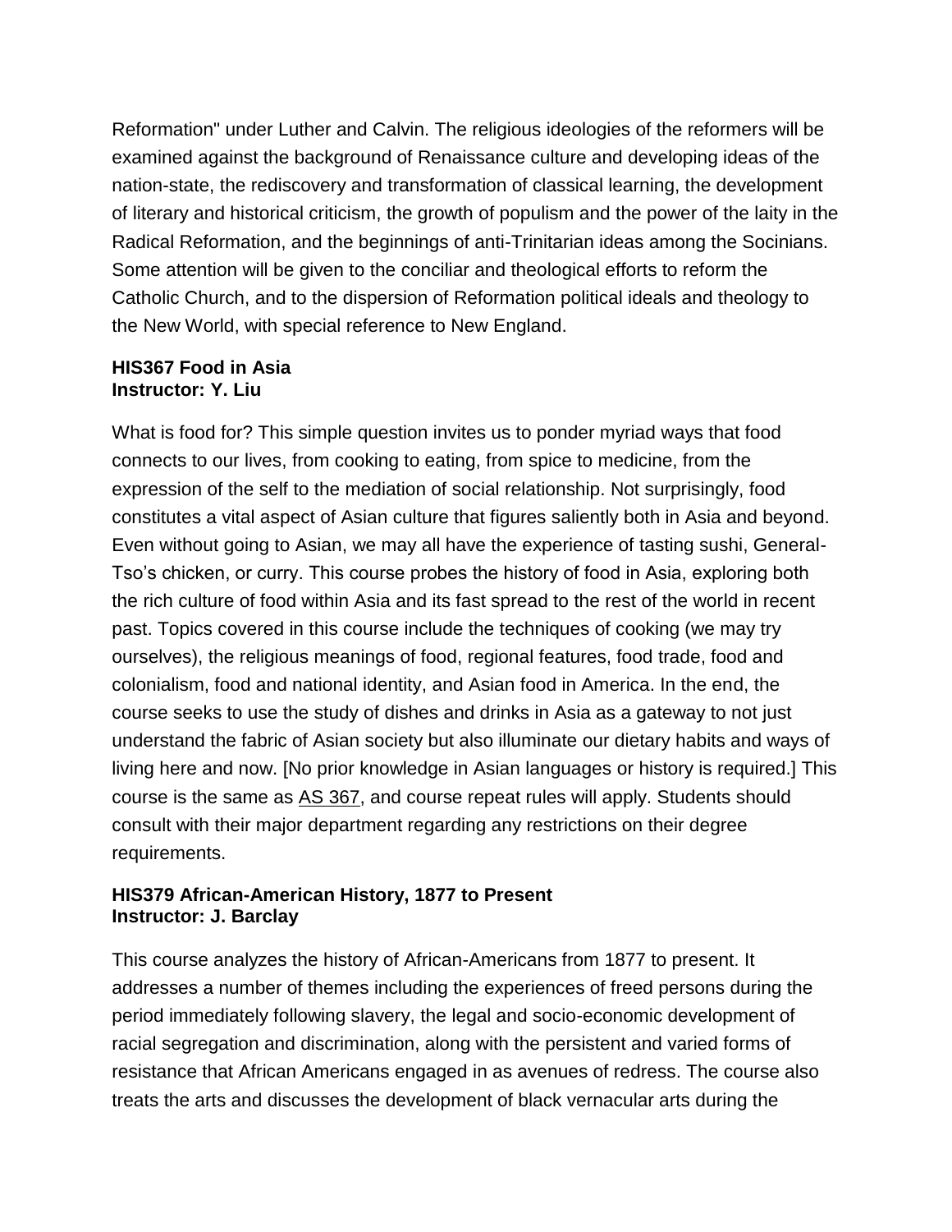Reformation" under Luther and Calvin. The religious ideologies of the reformers will be examined against the background of Renaissance culture and developing ideas of the nation-state, the rediscovery and transformation of classical learning, the development of literary and historical criticism, the growth of populism and the power of the laity in the Radical Reformation, and the beginnings of anti-Trinitarian ideas among the Socinians. Some attention will be given to the conciliar and theological efforts to reform the Catholic Church, and to the dispersion of Reformation political ideals and theology to the New World, with special reference to New England.

**HIS367 Food in Asia**
**Instructor: Y. Liu**

What is food for? This simple question invites us to ponder myriad ways that food connects to our lives, from cooking to eating, from spice to medicine, from the expression of the self to the mediation of social relationship. Not surprisingly, food constitutes a vital aspect of Asian culture that figures saliently both in Asia and beyond. Even without going to Asian, we may all have the experience of tasting sushi, General-Tso's chicken, or curry. This course probes the history of food in Asia, exploring both the rich culture of food within Asia and its fast spread to the rest of the world in recent past. Topics covered in this course include the techniques of cooking (we may try ourselves), the religious meanings of food, regional features, food trade, food and colonialism, food and national identity, and Asian food in America. In the end, the course seeks to use the study of dishes and drinks in Asia as a gateway to not just understand the fabric of Asian society but also illuminate our dietary habits and ways of living here and now. [No prior knowledge in Asian languages or history is required.] This course is the same as AS 367, and course repeat rules will apply. Students should consult with their major department regarding any restrictions on their degree requirements.

**HIS379 African-American History, 1877 to Present**
**Instructor: J. Barclay**

This course analyzes the history of African-Americans from 1877 to present. It addresses a number of themes including the experiences of freed persons during the period immediately following slavery, the legal and socio-economic development of racial segregation and discrimination, along with the persistent and varied forms of resistance that African Americans engaged in as avenues of redress. The course also treats the arts and discusses the development of black vernacular arts during the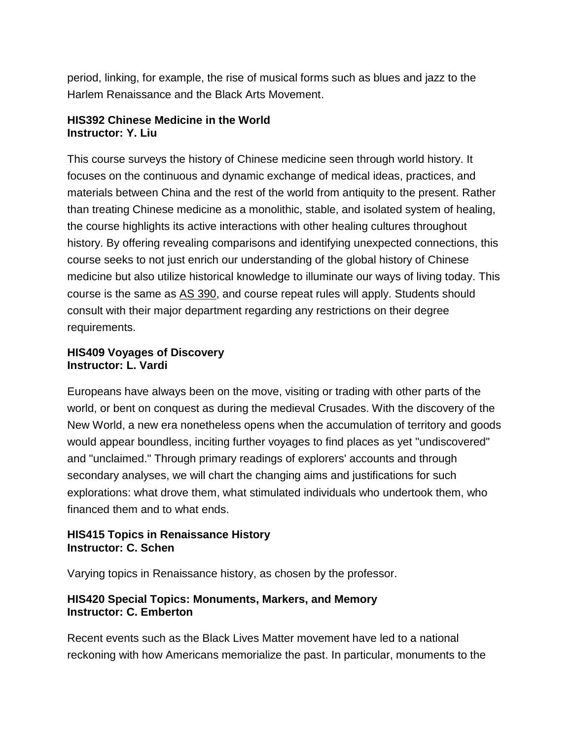period, linking, for example, the rise of musical forms such as blues and jazz to the Harlem Renaissance and the Black Arts Movement.

**HIS392 Chinese Medicine in the World**
**Instructor: Y. Liu**

This course surveys the history of Chinese medicine seen through world history. It focuses on the continuous and dynamic exchange of medical ideas, practices, and materials between China and the rest of the world from antiquity to the present. Rather than treating Chinese medicine as a monolithic, stable, and isolated system of healing, the course highlights its active interactions with other healing cultures throughout history. By offering revealing comparisons and identifying unexpected connections, this course seeks to not just enrich our understanding of the global history of Chinese medicine but also utilize historical knowledge to illuminate our ways of living today. This course is the same as AS 390, and course repeat rules will apply. Students should consult with their major department regarding any restrictions on their degree requirements.

**HIS409 Voyages of Discovery**
**Instructor: L. Vardi**

Europeans have always been on the move, visiting or trading with other parts of the world, or bent on conquest as during the medieval Crusades. With the discovery of the New World, a new era nonetheless opens when the accumulation of territory and goods would appear boundless, inciting further voyages to find places as yet "undiscovered" and "unclaimed." Through primary readings of explorers' accounts and through secondary analyses, we will chart the changing aims and justifications for such explorations: what drove them, what stimulated individuals who undertook them, who financed them and to what ends.

**HIS415 Topics in Renaissance History**
**Instructor: C. Schen**

Varying topics in Renaissance history, as chosen by the professor.

**HIS420 Special Topics: Monuments, Markers, and Memory**
**Instructor: C. Emberton**

Recent events such as the Black Lives Matter movement have led to a national reckoning with how Americans memorialize the past. In particular, monuments to the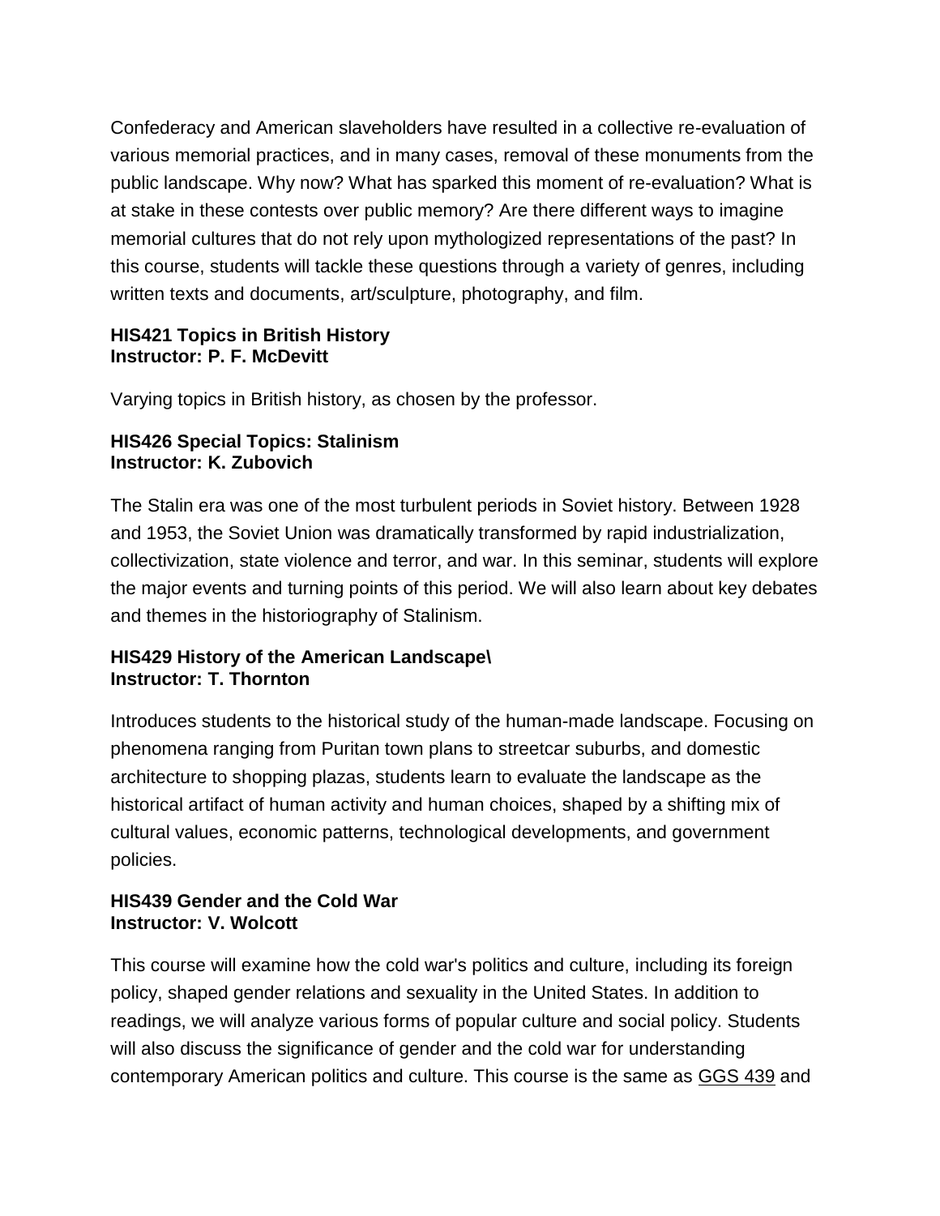Confederacy and American slaveholders have resulted in a collective re-evaluation of various memorial practices, and in many cases, removal of these monuments from the public landscape. Why now? What has sparked this moment of re-evaluation? What is at stake in these contests over public memory? Are there different ways to imagine memorial cultures that do not rely upon mythologized representations of the past? In this course, students will tackle these questions through a variety of genres, including written texts and documents, art/sculpture, photography, and film.

**HIS421 Topics in British History**
**Instructor: P. F. McDevitt**

Varying topics in British history, as chosen by the professor.

**HIS426 Special Topics: Stalinism**
**Instructor: K. Zubovich**

The Stalin era was one of the most turbulent periods in Soviet history. Between 1928 and 1953, the Soviet Union was dramatically transformed by rapid industrialization, collectivization, state violence and terror, and war. In this seminar, students will explore the major events and turning points of this period. We will also learn about key debates and themes in the historiography of Stalinism.

**HIS429 History of the American Landscape\**
**Instructor: T. Thornton**

Introduces students to the historical study of the human-made landscape. Focusing on phenomena ranging from Puritan town plans to streetcar suburbs, and domestic architecture to shopping plazas, students learn to evaluate the landscape as the historical artifact of human activity and human choices, shaped by a shifting mix of cultural values, economic patterns, technological developments, and government policies.

**HIS439 Gender and the Cold War**
**Instructor: V. Wolcott**

This course will examine how the cold war's politics and culture, including its foreign policy, shaped gender relations and sexuality in the United States. In addition to readings, we will analyze various forms of popular culture and social policy. Students will also discuss the significance of gender and the cold war for understanding contemporary American politics and culture. This course is the same as GGS 439 and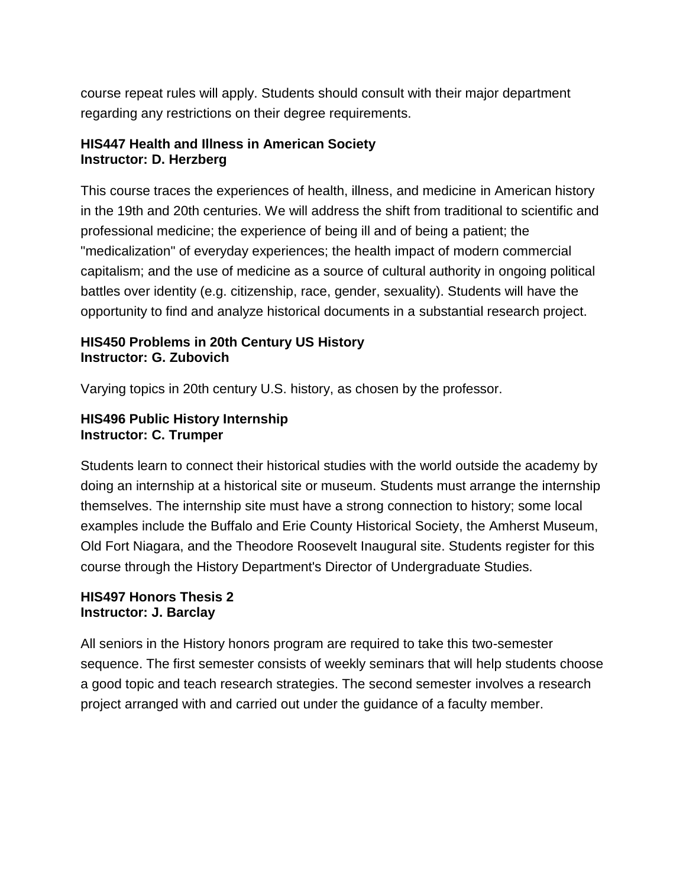course repeat rules will apply. Students should consult with their major department regarding any restrictions on their degree requirements.

**HIS447 Health and Illness in American Society**
**Instructor: D. Herzberg**

This course traces the experiences of health, illness, and medicine in American history in the 19th and 20th centuries. We will address the shift from traditional to scientific and professional medicine; the experience of being ill and of being a patient; the "medicalization" of everyday experiences; the health impact of modern commercial capitalism; and the use of medicine as a source of cultural authority in ongoing political battles over identity (e.g. citizenship, race, gender, sexuality). Students will have the opportunity to find and analyze historical documents in a substantial research project.

**HIS450 Problems in 20th Century US History**
**Instructor: G. Zubovich**

Varying topics in 20th century U.S. history, as chosen by the professor.

**HIS496 Public History Internship**
**Instructor: C. Trumper**

Students learn to connect their historical studies with the world outside the academy by doing an internship at a historical site or museum. Students must arrange the internship themselves. The internship site must have a strong connection to history; some local examples include the Buffalo and Erie County Historical Society, the Amherst Museum, Old Fort Niagara, and the Theodore Roosevelt Inaugural site. Students register for this course through the History Department's Director of Undergraduate Studies.

**HIS497 Honors Thesis 2**
**Instructor: J. Barclay**

All seniors in the History honors program are required to take this two-semester sequence. The first semester consists of weekly seminars that will help students choose a good topic and teach research strategies. The second semester involves a research project arranged with and carried out under the guidance of a faculty member.